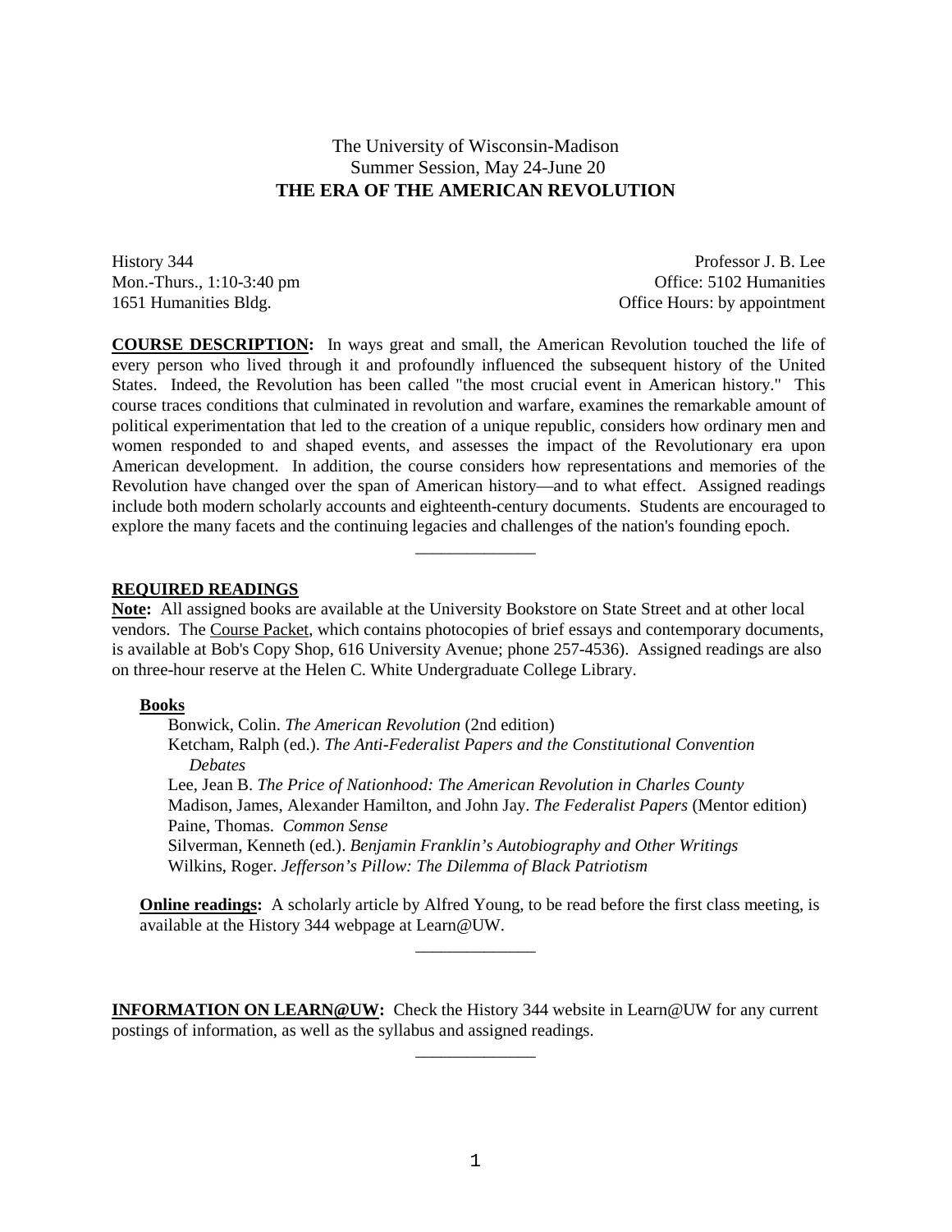The University of Wisconsin-Madison
Summer Session, May 24-June 20

# THE ERA OF THE AMERICAN REVOLUTION

History 344
Mon.-Thurs., 1:10-3:40 pm
1651 Humanities Bldg.

Professor J. B. Lee
Office: 5102 Humanities
Office Hours: by appointment

**COURSE DESCRIPTION:** In ways great and small, the American Revolution touched the life of every person who lived through it and profoundly influenced the subsequent history of the United States. Indeed, the Revolution has been called "the most crucial event in American history." This course traces conditions that culminated in revolution and warfare, examines the remarkable amount of political experimentation that led to the creation of a unique republic, considers how ordinary men and women responded to and shaped events, and assesses the impact of the Revolutionary era upon American development. In addition, the course considers how representations and memories of the Revolution have changed over the span of American history—and to what effect. Assigned readings include both modern scholarly accounts and eighteenth-century documents. Students are encouraged to explore the many facets and the continuing legacies and challenges of the nation's founding epoch.

---

## REQUIRED READINGS

**Note:** All assigned books are available at the University Bookstore on State Street and at other local vendors. The Course Packet, which contains photocopies of brief essays and contemporary documents, is available at Bob's Copy Shop, 616 University Avenue; phone 257-4536). Assigned readings are also on three-hour reserve at the Helen C. White Undergraduate College Library.

### Books

Bonwick, Colin. *The American Revolution* (2nd edition)
Ketcham, Ralph (ed.). *The Anti-Federalist Papers and the Constitutional Convention Debates*
Lee, Jean B. *The Price of Nationhood: The American Revolution in Charles County*
Madison, James, Alexander Hamilton, and John Jay. *The Federalist Papers* (Mentor edition)
Paine, Thomas. *Common Sense*
Silverman, Kenneth (ed.). *Benjamin Franklin's Autobiography and Other Writings*
Wilkins, Roger. *Jefferson's Pillow: The Dilemma of Black Patriotism*

**Online readings:** A scholarly article by Alfred Young, to be read before the first class meeting, is available at the History 344 webpage at Learn@UW.

---

**INFORMATION ON LEARN@UW:** Check the History 344 website in Learn@UW for any current postings of information, as well as the syllabus and assigned readings.

---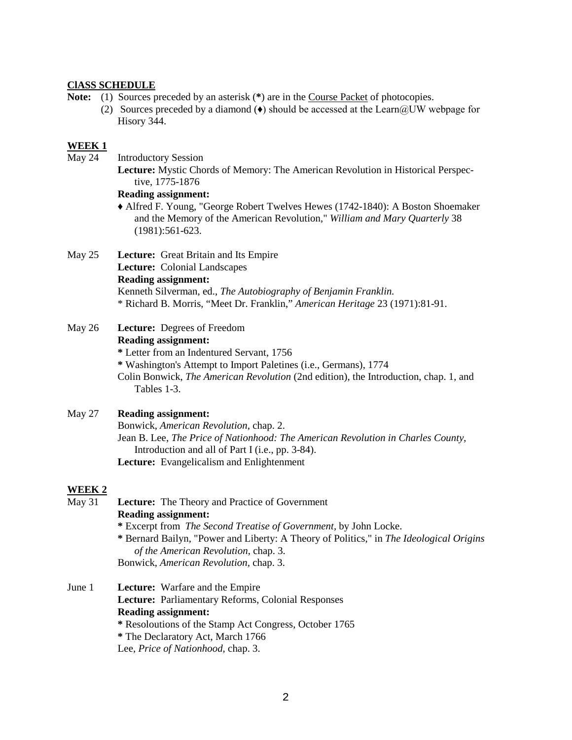## ClASS SCHEDULE

**Note:** (1) Sources preceded by an asterisk (**\***) are in the Course Packet of photocopies.

(2) Sources preceded by a diamond (♦) should be accessed at the Learn@UW webpage for Hisory 344.

### WEEK 1

**May 24** Introductory Session

**Lecture:** Mystic Chords of Memory: The American Revolution in Historical Perspective, 1775-1876

**Reading assignment:**

♦ Alfred F. Young, "George Robert Twelves Hewes (1742-1840): A Boston Shoemaker and the Memory of the American Revolution," *William and Mary Quarterly* 38 (1981):561-623.

**May 25** **Lecture:** Great Britain and Its Empire

**Lecture:** Colonial Landscapes

**Reading assignment:**

Kenneth Silverman, ed., *The Autobiography of Benjamin Franklin.*

\* Richard B. Morris, "Meet Dr. Franklin," *American Heritage* 23 (1971):81-91.

**May 26** **Lecture:** Degrees of Freedom

**Reading assignment:**

**\*** Letter from an Indentured Servant, 1756

**\*** Washington's Attempt to Import Paletines (i.e., Germans), 1774

Colin Bonwick, *The American Revolution* (2nd edition), the Introduction, chap. 1, and Tables 1-3.

**May 27** **Reading assignment:**

Bonwick, *American Revolution*, chap. 2.

Jean B. Lee, *The Price of Nationhood: The American Revolution in Charles County*, Introduction and all of Part I (i.e., pp. 3-84).

**Lecture:** Evangelicalism and Enlightenment

### WEEK 2

**May 31** **Lecture:** The Theory and Practice of Government

**Reading assignment:**

**\*** Excerpt from *The Second Treatise of Government*, by John Locke.

**\*** Bernard Bailyn, "Power and Liberty: A Theory of Politics," in *The Ideological Origins of the American Revolution*, chap. 3.

Bonwick, *American Revolution*, chap. 3.

**June 1** **Lecture:** Warfare and the Empire

**Lecture:** Parliamentary Reforms, Colonial Responses

**Reading assignment:**

**\*** Resoloutions of the Stamp Act Congress, October 1765

**\*** The Declaratory Act, March 1766

Lee, *Price of Nationhood*, chap. 3.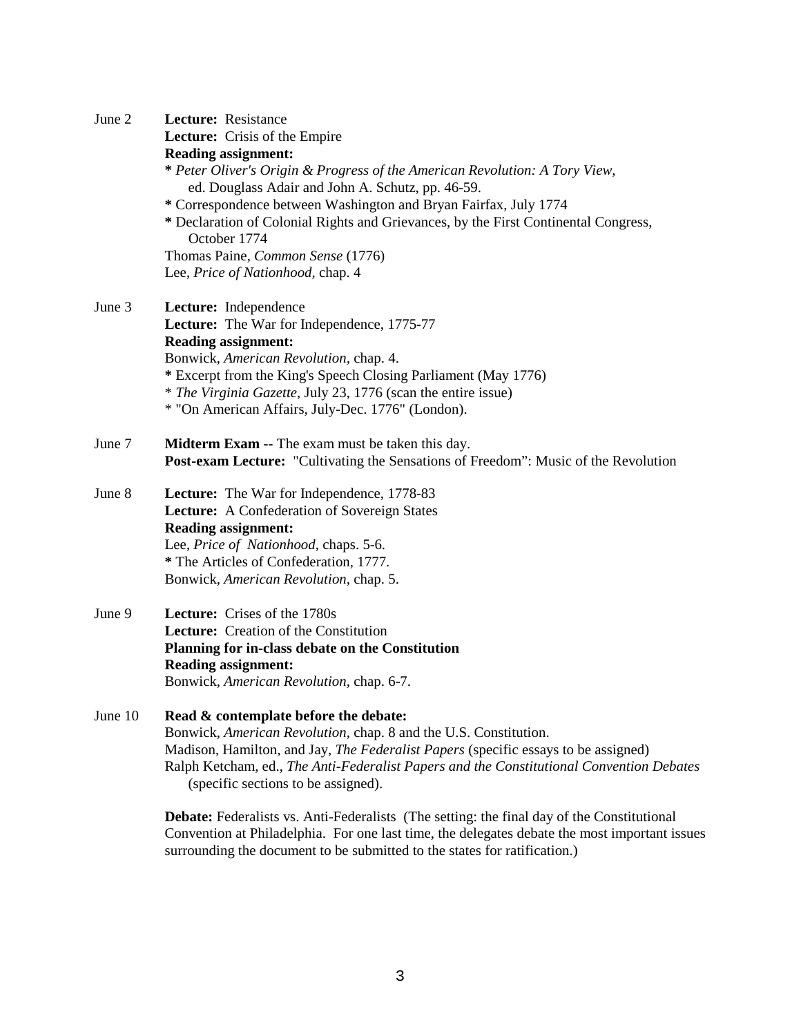June 2 **Lecture:** Resistance
**Lecture:** Crisis of the Empire
**Reading assignment:**
**\*** *Peter Oliver's Origin & Progress of the American Revolution: A Tory View*, ed. Douglass Adair and John A. Schutz, pp. 46-59.
**\*** Correspondence between Washington and Bryan Fairfax, July 1774
**\*** Declaration of Colonial Rights and Grievances, by the First Continental Congress, October 1774
Thomas Paine, *Common Sense* (1776)
Lee, *Price of Nationhood*, chap. 4

June 3 **Lecture:** Independence
**Lecture:** The War for Independence, 1775-77
**Reading assignment:**
Bonwick, *American Revolution*, chap. 4.
**\*** Excerpt from the King's Speech Closing Parliament (May 1776)
\* *The Virginia Gazette*, July 23, 1776 (scan the entire issue)
\* "On American Affairs, July-Dec. 1776" (London).

June 7 **Midterm Exam --** The exam must be taken this day.
**Post-exam Lecture:** "Cultivating the Sensations of Freedom": Music of the Revolution

June 8 **Lecture:** The War for Independence, 1778-83
**Lecture:** A Confederation of Sovereign States
**Reading assignment:**
Lee, *Price of Nationhood*, chaps. 5-6.
**\*** The Articles of Confederation, 1777.
Bonwick, *American Revolution*, chap. 5.

June 9 **Lecture:** Crises of the 1780s
**Lecture:** Creation of the Constitution
**Planning for in-class debate on the Constitution**
**Reading assignment:**
Bonwick, *American Revolution*, chap. 6-7.

June 10 **Read & contemplate before the debate:**
Bonwick, *American Revolution*, chap. 8 and the U.S. Constitution.
Madison, Hamilton, and Jay, *The Federalist Papers* (specific essays to be assigned)
Ralph Ketcham, ed., *The Anti-Federalist Papers and the Constitutional Convention Debates* (specific sections to be assigned).

**Debate:** Federalists vs. Anti-Federalists (The setting: the final day of the Constitutional Convention at Philadelphia. For one last time, the delegates debate the most important issues surrounding the document to be submitted to the states for ratification.)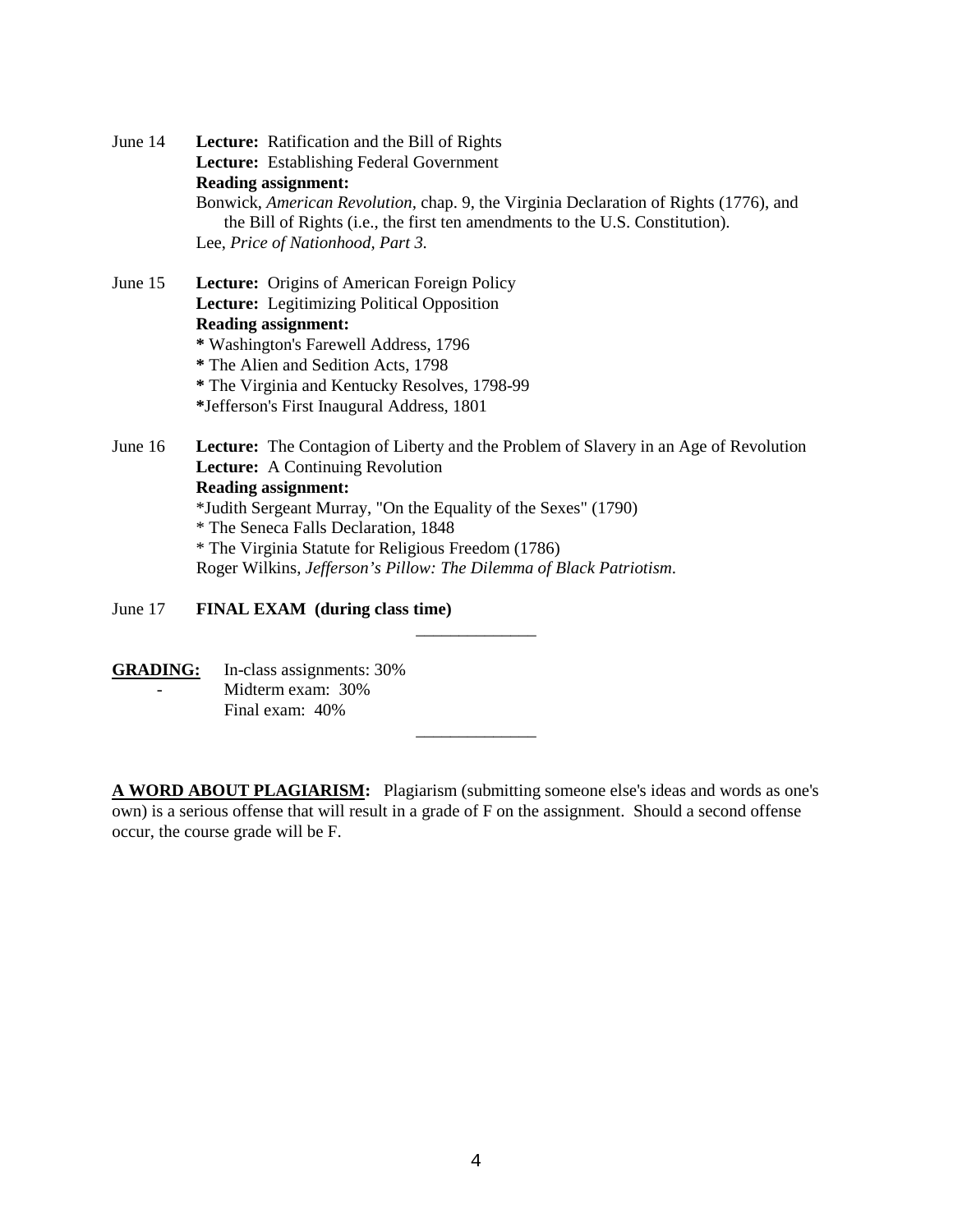June 14 **Lecture:** Ratification and the Bill of Rights
**Lecture:** Establishing Federal Government
**Reading assignment:**
Bonwick, *American Revolution,* chap. 9, the Virginia Declaration of Rights (1776), and the Bill of Rights (i.e., the first ten amendments to the U.S. Constitution).
Lee, *Price of Nationhood, Part 3.*

June 15 **Lecture:** Origins of American Foreign Policy
**Lecture:** Legitimizing Political Opposition
**Reading assignment:**
**\*** Washington's Farewell Address, 1796
**\*** The Alien and Sedition Acts, 1798
**\*** The Virginia and Kentucky Resolves, 1798-99
**\***Jefferson's First Inaugural Address, 1801

June 16 **Lecture:** The Contagion of Liberty and the Problem of Slavery in an Age of Revolution
**Lecture:** A Continuing Revolution
**Reading assignment:**
\*Judith Sergeant Murray, "On the Equality of the Sexes" (1790)
\* The Seneca Falls Declaration, 1848
\* The Virginia Statute for Religious Freedom (1786)
Roger Wilkins, *Jefferson's Pillow: The Dilemma of Black Patriotism*.

June 17 **FINAL EXAM (during class time)**

---

**GRADING:** In-class assignments: 30%
Midterm exam: 30%
Final exam: 40%

---

**A WORD ABOUT PLAGIARISM:** Plagiarism (submitting someone else's ideas and words as one's own) is a serious offense that will result in a grade of F on the assignment. Should a second offense occur, the course grade will be F.